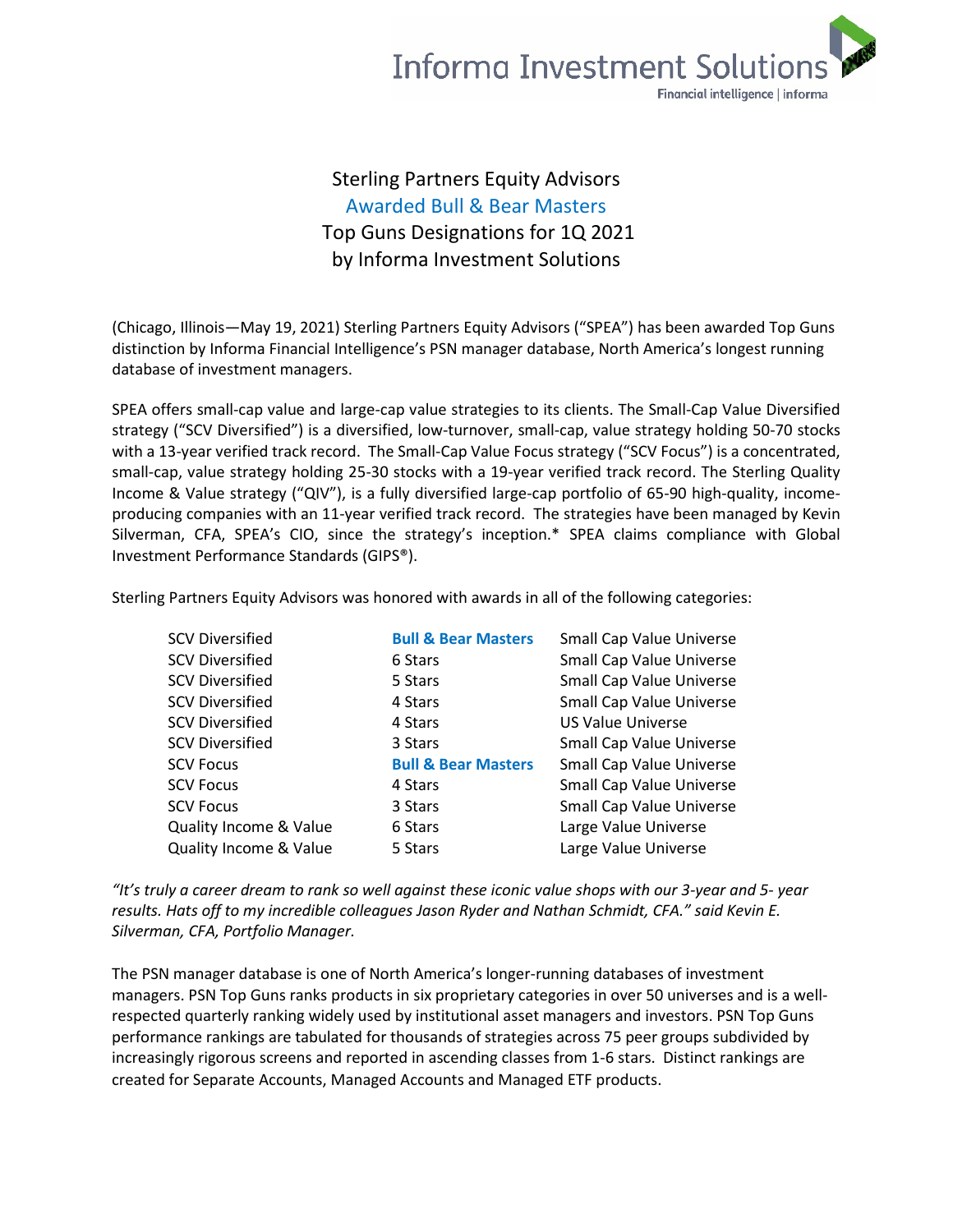Informa Investment Solutions

Financial intelligence | informa

# Sterling Partners Equity Advisors Awarded Bull & Bear Masters Top Guns Designations for 1Q 2021 by Informa Investment Solutions

(Chicago, Illinois—May 19, 2021) Sterling Partners Equity Advisors ("SPEA") has been awarded Top Guns distinction by Informa Financial Intelligence's PSN manager database, North America's longest running database of investment managers.

SPEA offers small-cap value and large-cap value strategies to its clients. The Small-Cap Value Diversified strategy ("SCV Diversified") is a diversified, low-turnover, small-cap, value strategy holding 50-70 stocks with a 13-year verified track record. The Small-Cap Value Focus strategy ("SCV Focus") is a concentrated, small-cap, value strategy holding 25-30 stocks with a 19-year verified track record. The Sterling Quality Income & Value strategy ("QIV"), is a fully diversified large-cap portfolio of 65-90 high-quality, income-producing companies with an 11-year verified track record. The strategies have been managed by Kevin Silverman, CFA, SPEA's CIO, since the strategy's inception.* SPEA claims compliance with Global Investment Performance Standards (GIPS®).

Sterling Partners Equity Advisors was honored with awards in all of the following categories:

| Strategy | Award | Universe |
|---|---|---|
| SCV Diversified | **Bull & Bear Masters** | Small Cap Value Universe |
| SCV Diversified | 6 Stars | Small Cap Value Universe |
| SCV Diversified | 5 Stars | Small Cap Value Universe |
| SCV Diversified | 4 Stars | Small Cap Value Universe |
| SCV Diversified | 4 Stars | US Value Universe |
| SCV Diversified | 3 Stars | Small Cap Value Universe |
| SCV Focus | **Bull & Bear Masters** | Small Cap Value Universe |
| SCV Focus | 4 Stars | Small Cap Value Universe |
| SCV Focus | 3 Stars | Small Cap Value Universe |
| Quality Income & Value | 6 Stars | Large Value Universe |
| Quality Income & Value | 5 Stars | Large Value Universe |

*"It's truly a career dream to rank so well against these iconic value shops with our 3-year and 5- year results. Hats off to my incredible colleagues Jason Ryder and Nathan Schmidt, CFA." said Kevin E. Silverman, CFA, Portfolio Manager.*

The PSN manager database is one of North America's longer-running databases of investment managers. PSN Top Guns ranks products in six proprietary categories in over 50 universes and is a well-respected quarterly ranking widely used by institutional asset managers and investors. PSN Top Guns performance rankings are tabulated for thousands of strategies across 75 peer groups subdivided by increasingly rigorous screens and reported in ascending classes from 1-6 stars. Distinct rankings are created for Separate Accounts, Managed Accounts and Managed ETF products.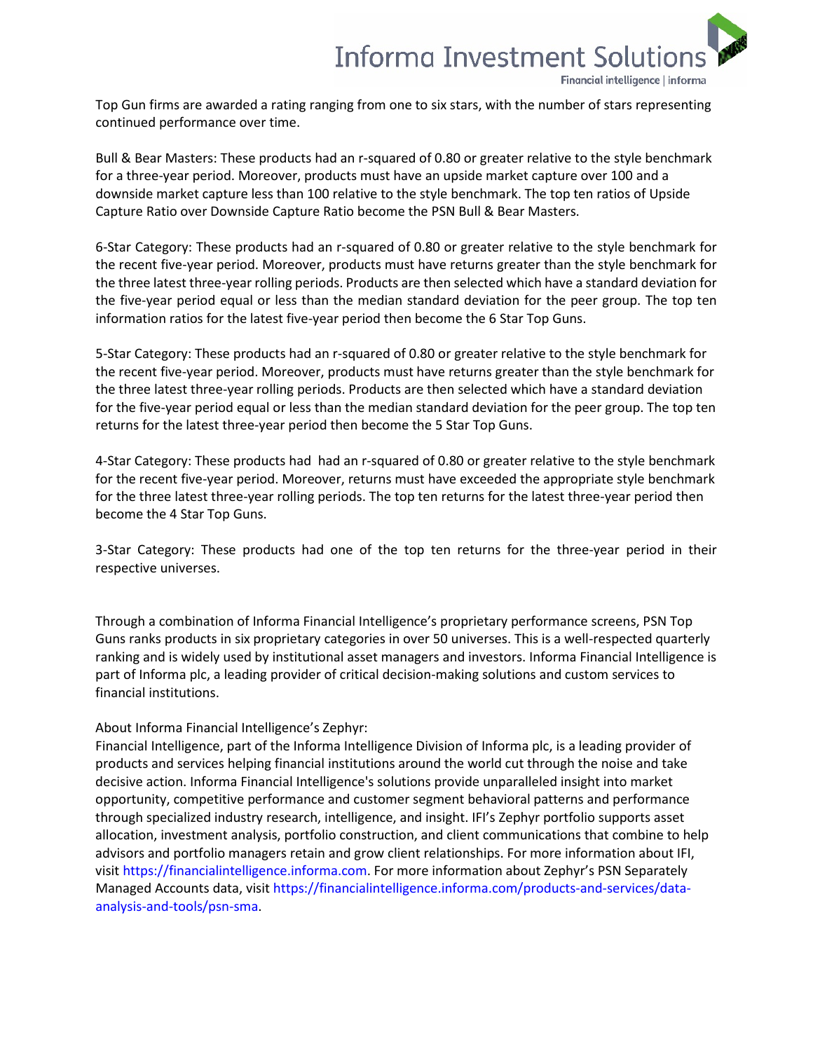Top Gun firms are awarded a rating ranging from one to six stars, with the number of stars representing continued performance over time.

Bull & Bear Masters: These products had an r-squared of 0.80 or greater relative to the style benchmark for a three-year period. Moreover, products must have an upside market capture over 100 and a downside market capture less than 100 relative to the style benchmark. The top ten ratios of Upside Capture Ratio over Downside Capture Ratio become the PSN Bull & Bear Masters.

6-Star Category: These products had an r-squared of 0.80 or greater relative to the style benchmark for the recent five-year period. Moreover, products must have returns greater than the style benchmark for the three latest three-year rolling periods. Products are then selected which have a standard deviation for the five-year period equal or less than the median standard deviation for the peer group. The top ten information ratios for the latest five-year period then become the 6 Star Top Guns.

5-Star Category: These products had an r-squared of 0.80 or greater relative to the style benchmark for the recent five-year period. Moreover, products must have returns greater than the style benchmark for the three latest three-year rolling periods. Products are then selected which have a standard deviation for the five-year period equal or less than the median standard deviation for the peer group. The top ten returns for the latest three-year period then become the 5 Star Top Guns.

4-Star Category: These products had had an r-squared of 0.80 or greater relative to the style benchmark for the recent five-year period. Moreover, returns must have exceeded the appropriate style benchmark for the three latest three-year rolling periods. The top ten returns for the latest three-year period then become the 4 Star Top Guns.

3-Star Category: These products had one of the top ten returns for the three-year period in their respective universes.

Through a combination of Informa Financial Intelligence's proprietary performance screens, PSN Top Guns ranks products in six proprietary categories in over 50 universes. This is a well-respected quarterly ranking and is widely used by institutional asset managers and investors. Informa Financial Intelligence is part of Informa plc, a leading provider of critical decision-making solutions and custom services to financial institutions.

About Informa Financial Intelligence's Zephyr:
Financial Intelligence, part of the Informa Intelligence Division of Informa plc, is a leading provider of products and services helping financial institutions around the world cut through the noise and take decisive action. Informa Financial Intelligence's solutions provide unparalleled insight into market opportunity, competitive performance and customer segment behavioral patterns and performance through specialized industry research, intelligence, and insight. IFI's Zephyr portfolio supports asset allocation, investment analysis, portfolio construction, and client communications that combine to help advisors and portfolio managers retain and grow client relationships. For more information about IFI, visit https://financialintelligence.informa.com. For more information about Zephyr's PSN Separately Managed Accounts data, visit https://financialintelligence.informa.com/products-and-services/data-analysis-and-tools/psn-sma.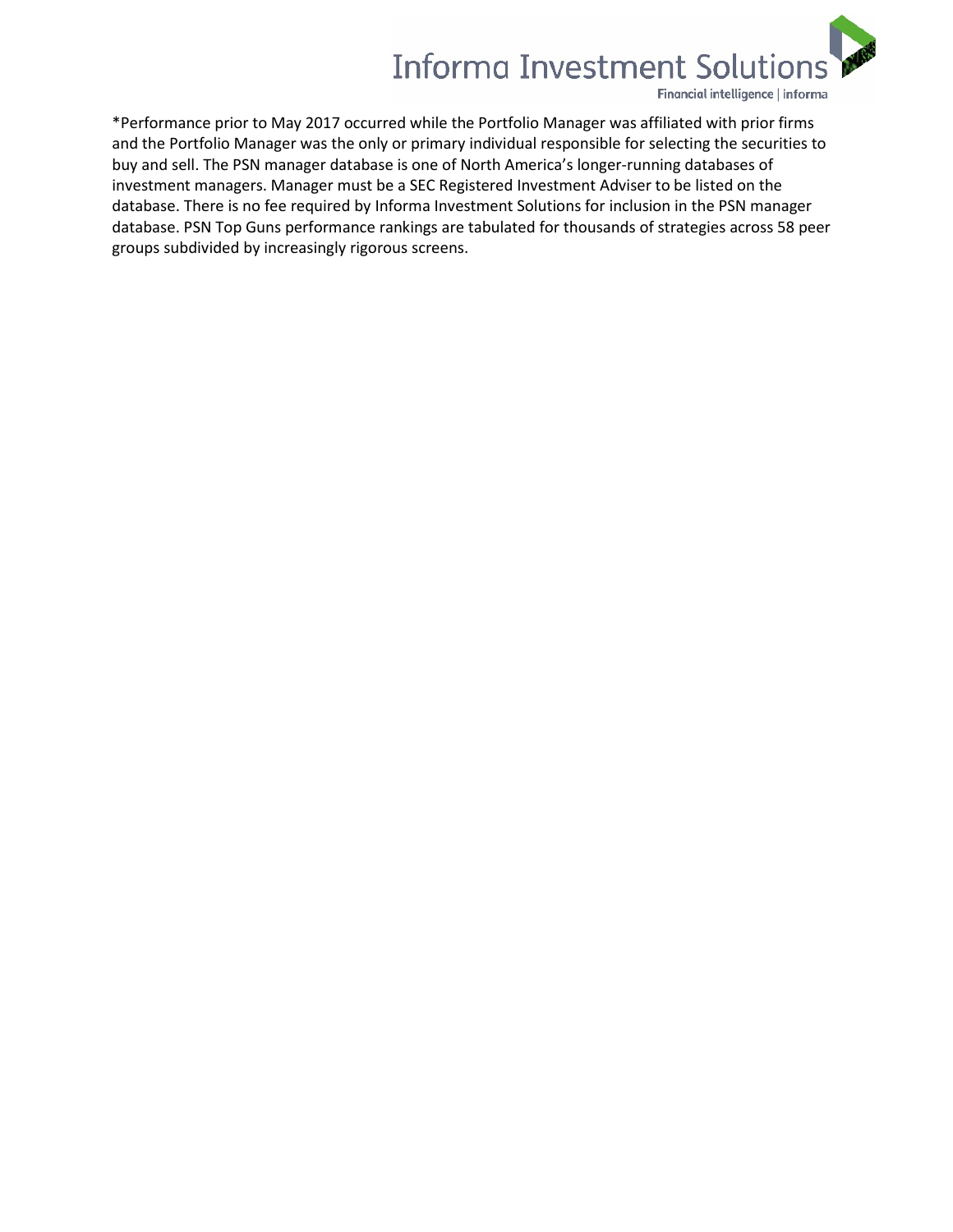*Performance prior to May 2017 occurred while the Portfolio Manager was affiliated with prior firms and the Portfolio Manager was the only or primary individual responsible for selecting the securities to buy and sell. The PSN manager database is one of North America's longer-running databases of investment managers. Manager must be a SEC Registered Investment Adviser to be listed on the database. There is no fee required by Informa Investment Solutions for inclusion in the PSN manager database. PSN Top Guns performance rankings are tabulated for thousands of strategies across 58 peer groups subdivided by increasingly rigorous screens.